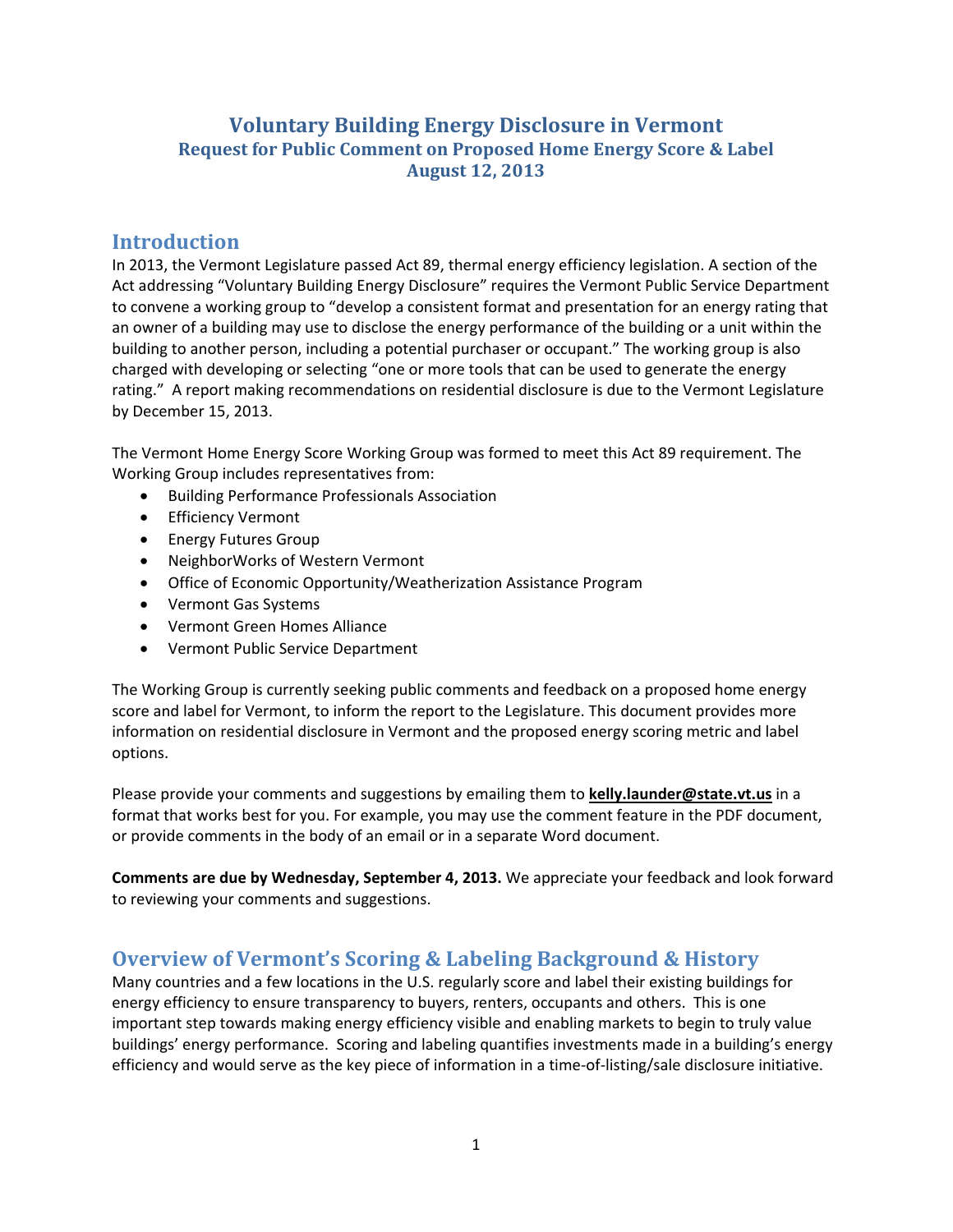# Voluntary Building Energy Disclosure in Vermont

### Request for Public Comment on Proposed Home Energy Score & Label

### August 12, 2013

## Introduction

In 2013, the Vermont Legislature passed Act 89, thermal energy efficiency legislation. A section of the Act addressing "Voluntary Building Energy Disclosure" requires the Vermont Public Service Department to convene a working group to "develop a consistent format and presentation for an energy rating that an owner of a building may use to disclose the energy performance of the building or a unit within the building to another person, including a potential purchaser or occupant." The working group is also charged with developing or selecting "one or more tools that can be used to generate the energy rating." A report making recommendations on residential disclosure is due to the Vermont Legislature by December 15, 2013.

The Vermont Home Energy Score Working Group was formed to meet this Act 89 requirement. The Working Group includes representatives from:

- Building Performance Professionals Association
- Efficiency Vermont
- Energy Futures Group
- NeighborWorks of Western Vermont
- Office of Economic Opportunity/Weatherization Assistance Program
- Vermont Gas Systems
- Vermont Green Homes Alliance
- Vermont Public Service Department

The Working Group is currently seeking public comments and feedback on a proposed home energy score and label for Vermont, to inform the report to the Legislature. This document provides more information on residential disclosure in Vermont and the proposed energy scoring metric and label options.

Please provide your comments and suggestions by emailing them to **kelly.launder@state.vt.us** in a format that works best for you. For example, you may use the comment feature in the PDF document, or provide comments in the body of an email or in a separate Word document.

**Comments are due by Wednesday, September 4, 2013.** We appreciate your feedback and look forward to reviewing your comments and suggestions.

## Overview of Vermont's Scoring & Labeling Background & History

Many countries and a few locations in the U.S. regularly score and label their existing buildings for energy efficiency to ensure transparency to buyers, renters, occupants and others. This is one important step towards making energy efficiency visible and enabling markets to begin to truly value buildings' energy performance. Scoring and labeling quantifies investments made in a building's energy efficiency and would serve as the key piece of information in a time-of-listing/sale disclosure initiative.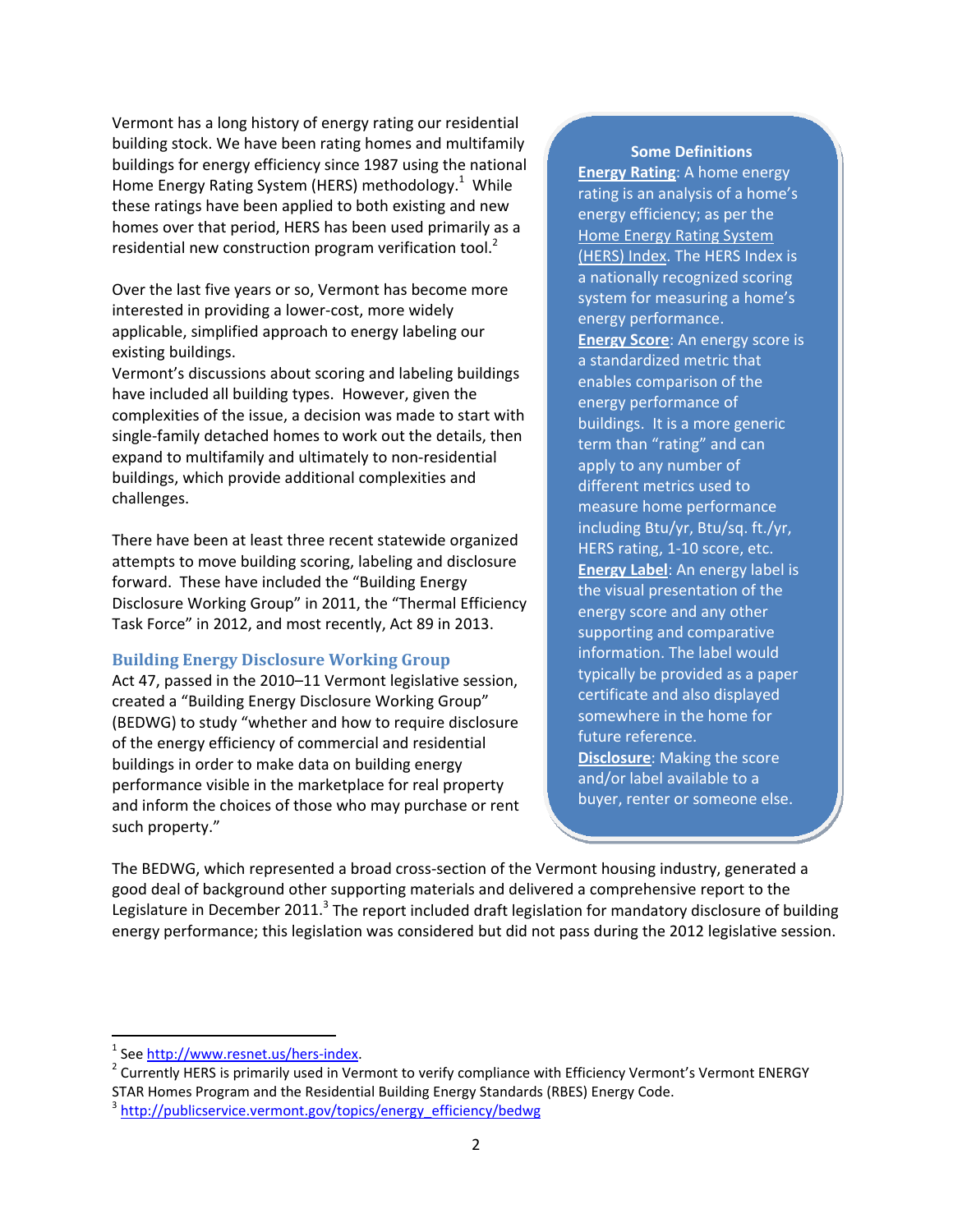Vermont has a long history of energy rating our residential building stock. We have been rating homes and multifamily buildings for energy efficiency since 1987 using the national Home Energy Rating System (HERS) methodology.[1] While these ratings have been applied to both existing and new homes over that period, HERS has been used primarily as a residential new construction program verification tool.[2]

Over the last five years or so, Vermont has become more interested in providing a lower-cost, more widely applicable, simplified approach to energy labeling our existing buildings.

Vermont's discussions about scoring and labeling buildings have included all building types. However, given the complexities of the issue, a decision was made to start with single-family detached homes to work out the details, then expand to multifamily and ultimately to non-residential buildings, which provide additional complexities and challenges.

There have been at least three recent statewide organized attempts to move building scoring, labeling and disclosure forward. These have included the "Building Energy Disclosure Working Group" in 2011, the "Thermal Efficiency Task Force" in 2012, and most recently, Act 89 in 2013.

> **Some Definitions**
>
> **Energy Rating**: A home energy rating is an analysis of a home's energy efficiency; as per the Home Energy Rating System (HERS) Index. The HERS Index is a nationally recognized scoring system for measuring a home's energy performance.
>
> **Energy Score**: An energy score is a standardized metric that enables comparison of the energy performance of buildings. It is a more generic term than "rating" and can apply to any number of different metrics used to measure home performance including Btu/yr, Btu/sq. ft./yr, HERS rating, 1-10 score, etc.
>
> **Energy Label**: An energy label is the visual presentation of the energy score and any other supporting and comparative information. The label would typically be provided as a paper certificate and also displayed somewhere in the home for future reference.
>
> **Disclosure**: Making the score and/or label available to a buyer, renter or someone else.

## Building Energy Disclosure Working Group

Act 47, passed in the 2010–11 Vermont legislative session, created a "Building Energy Disclosure Working Group" (BEDWG) to study "whether and how to require disclosure of the energy efficiency of commercial and residential buildings in order to make data on building energy performance visible in the marketplace for real property and inform the choices of those who may purchase or rent such property."

The BEDWG, which represented a broad cross-section of the Vermont housing industry, generated a good deal of background other supporting materials and delivered a comprehensive report to the Legislature in December 2011.[3] The report included draft legislation for mandatory disclosure of building energy performance; this legislation was considered but did not pass during the 2012 legislative session.

---

[1] See http://www.resnet.us/hers-index.

[2] Currently HERS is primarily used in Vermont to verify compliance with Efficiency Vermont's Vermont ENERGY STAR Homes Program and the Residential Building Energy Standards (RBES) Energy Code.

[3] http://publicservice.vermont.gov/topics/energy_efficiency/bedwg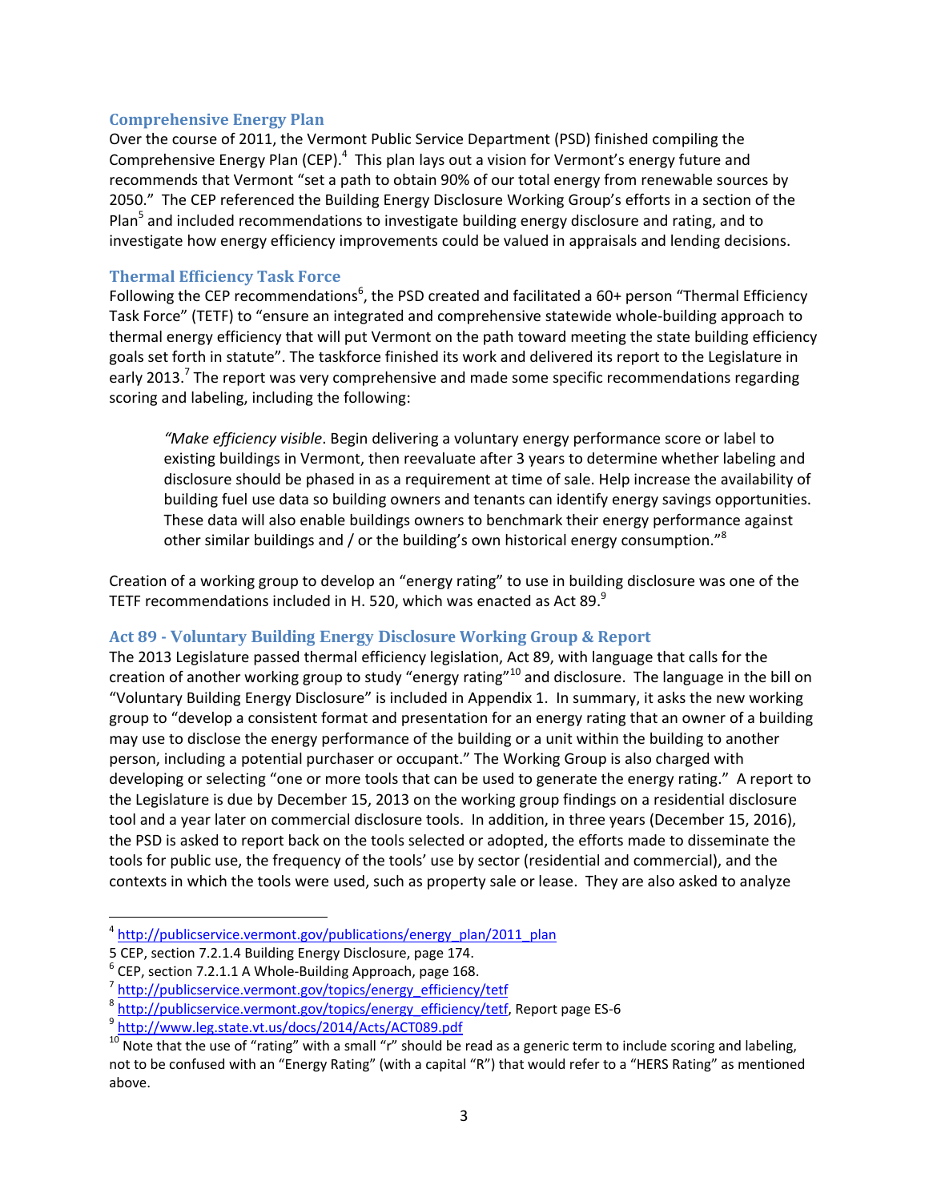### Comprehensive Energy Plan

Over the course of 2011, the Vermont Public Service Department (PSD) finished compiling the Comprehensive Energy Plan (CEP).[4] This plan lays out a vision for Vermont's energy future and recommends that Vermont "set a path to obtain 90% of our total energy from renewable sources by 2050." The CEP referenced the Building Energy Disclosure Working Group's efforts in a section of the Plan[5] and included recommendations to investigate building energy disclosure and rating, and to investigate how energy efficiency improvements could be valued in appraisals and lending decisions.

### Thermal Efficiency Task Force

Following the CEP recommendations[6], the PSD created and facilitated a 60+ person "Thermal Efficiency Task Force" (TETF) to "ensure an integrated and comprehensive statewide whole-building approach to thermal energy efficiency that will put Vermont on the path toward meeting the state building efficiency goals set forth in statute". The taskforce finished its work and delivered its report to the Legislature in early 2013.[7] The report was very comprehensive and made some specific recommendations regarding scoring and labeling, including the following:

> *"Make efficiency visible*. Begin delivering a voluntary energy performance score or label to existing buildings in Vermont, then reevaluate after 3 years to determine whether labeling and disclosure should be phased in as a requirement at time of sale. Help increase the availability of building fuel use data so building owners and tenants can identify energy savings opportunities. These data will also enable buildings owners to benchmark their energy performance against other similar buildings and / or the building's own historical energy consumption."[8]

Creation of a working group to develop an "energy rating" to use in building disclosure was one of the TETF recommendations included in H. 520, which was enacted as Act 89.[9]

### Act 89 - Voluntary Building Energy Disclosure Working Group & Report

The 2013 Legislature passed thermal efficiency legislation, Act 89, with language that calls for the creation of another working group to study "energy rating"[10] and disclosure. The language in the bill on "Voluntary Building Energy Disclosure" is included in Appendix 1. In summary, it asks the new working group to "develop a consistent format and presentation for an energy rating that an owner of a building may use to disclose the energy performance of the building or a unit within the building to another person, including a potential purchaser or occupant." The Working Group is also charged with developing or selecting "one or more tools that can be used to generate the energy rating." A report to the Legislature is due by December 15, 2013 on the working group findings on a residential disclosure tool and a year later on commercial disclosure tools. In addition, in three years (December 15, 2016), the PSD is asked to report back on the tools selected or adopted, the efforts made to disseminate the tools for public use, the frequency of the tools' use by sector (residential and commercial), and the contexts in which the tools were used, such as property sale or lease. They are also asked to analyze

---

[4] http://publicservice.vermont.gov/publications/energy_plan/2011_plan

[5] CEP, section 7.2.1.4 Building Energy Disclosure, page 174.

[6] CEP, section 7.2.1.1 A Whole-Building Approach, page 168.

[7] http://publicservice.vermont.gov/topics/energy_efficiency/tetf

[8] http://publicservice.vermont.gov/topics/energy_efficiency/tetf, Report page ES-6

[9] http://www.leg.state.vt.us/docs/2014/Acts/ACT089.pdf

[10] Note that the use of "rating" with a small "r" should be read as a generic term to include scoring and labeling, not to be confused with an "Energy Rating" (with a capital "R") that would refer to a "HERS Rating" as mentioned above.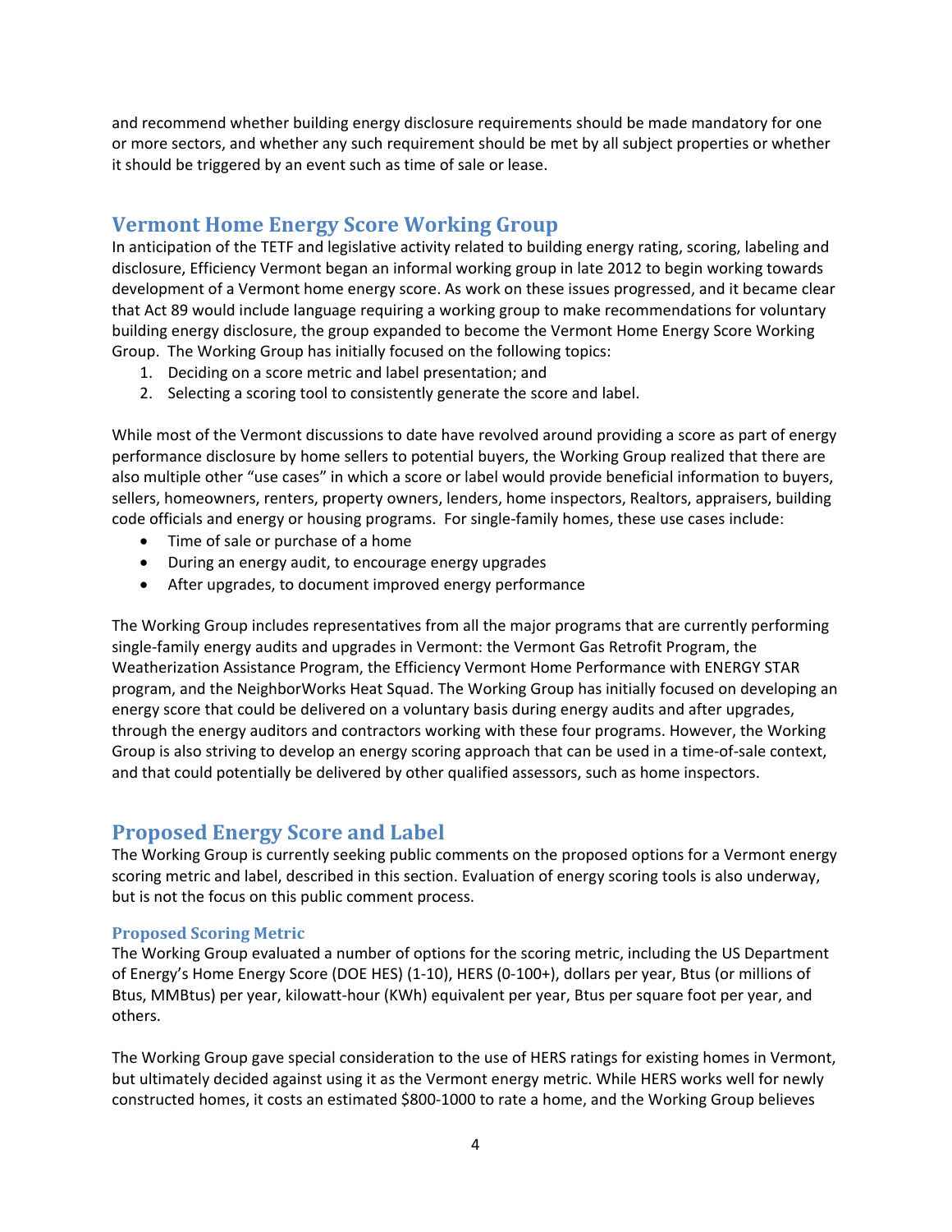and recommend whether building energy disclosure requirements should be made mandatory for one or more sectors, and whether any such requirement should be met by all subject properties or whether it should be triggered by an event such as time of sale or lease.

## Vermont Home Energy Score Working Group

In anticipation of the TETF and legislative activity related to building energy rating, scoring, labeling and disclosure, Efficiency Vermont began an informal working group in late 2012 to begin working towards development of a Vermont home energy score. As work on these issues progressed, and it became clear that Act 89 would include language requiring a working group to make recommendations for voluntary building energy disclosure, the group expanded to become the Vermont Home Energy Score Working Group. The Working Group has initially focused on the following topics:

1. Deciding on a score metric and label presentation; and
2. Selecting a scoring tool to consistently generate the score and label.

While most of the Vermont discussions to date have revolved around providing a score as part of energy performance disclosure by home sellers to potential buyers, the Working Group realized that there are also multiple other "use cases" in which a score or label would provide beneficial information to buyers, sellers, homeowners, renters, property owners, lenders, home inspectors, Realtors, appraisers, building code officials and energy or housing programs. For single-family homes, these use cases include:

- Time of sale or purchase of a home
- During an energy audit, to encourage energy upgrades
- After upgrades, to document improved energy performance

The Working Group includes representatives from all the major programs that are currently performing single-family energy audits and upgrades in Vermont: the Vermont Gas Retrofit Program, the Weatherization Assistance Program, the Efficiency Vermont Home Performance with ENERGY STAR program, and the NeighborWorks Heat Squad. The Working Group has initially focused on developing an energy score that could be delivered on a voluntary basis during energy audits and after upgrades, through the energy auditors and contractors working with these four programs. However, the Working Group is also striving to develop an energy scoring approach that can be used in a time-of-sale context, and that could potentially be delivered by other qualified assessors, such as home inspectors.

## Proposed Energy Score and Label

The Working Group is currently seeking public comments on the proposed options for a Vermont energy scoring metric and label, described in this section. Evaluation of energy scoring tools is also underway, but is not the focus on this public comment process.

### Proposed Scoring Metric

The Working Group evaluated a number of options for the scoring metric, including the US Department of Energy's Home Energy Score (DOE HES) (1-10), HERS (0-100+), dollars per year, Btus (or millions of Btus, MMBtus) per year, kilowatt-hour (KWh) equivalent per year, Btus per square foot per year, and others.

The Working Group gave special consideration to the use of HERS ratings for existing homes in Vermont, but ultimately decided against using it as the Vermont energy metric. While HERS works well for newly constructed homes, it costs an estimated $800-1000 to rate a home, and the Working Group believes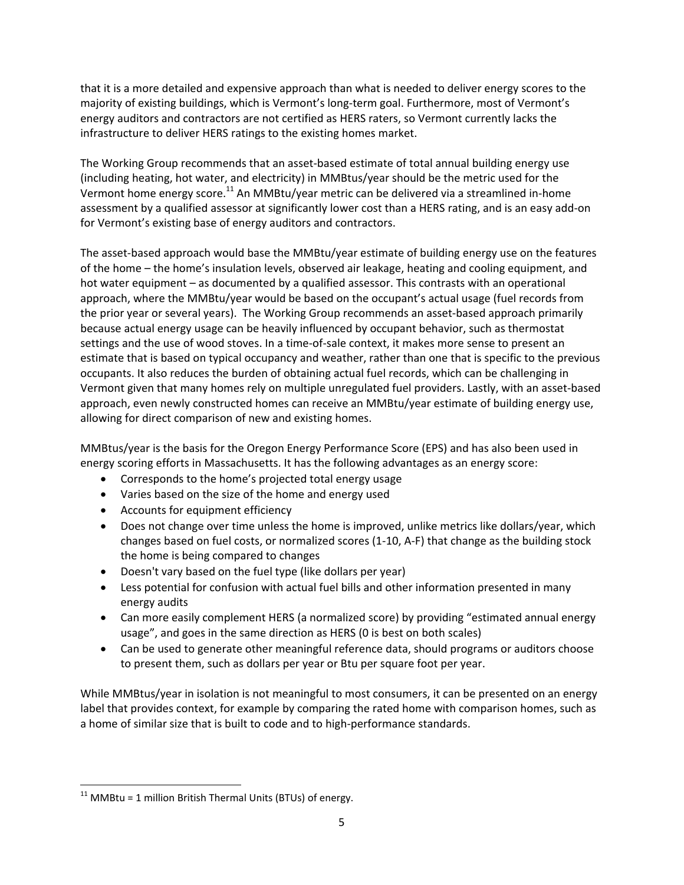that it is a more detailed and expensive approach than what is needed to deliver energy scores to the majority of existing buildings, which is Vermont's long-term goal. Furthermore, most of Vermont's energy auditors and contractors are not certified as HERS raters, so Vermont currently lacks the infrastructure to deliver HERS ratings to the existing homes market.

The Working Group recommends that an asset-based estimate of total annual building energy use (including heating, hot water, and electricity) in MMBtus/year should be the metric used for the Vermont home energy score.[11] An MMBtu/year metric can be delivered via a streamlined in-home assessment by a qualified assessor at significantly lower cost than a HERS rating, and is an easy add-on for Vermont's existing base of energy auditors and contractors.

The asset-based approach would base the MMBtu/year estimate of building energy use on the features of the home – the home's insulation levels, observed air leakage, heating and cooling equipment, and hot water equipment – as documented by a qualified assessor. This contrasts with an operational approach, where the MMBtu/year would be based on the occupant's actual usage (fuel records from the prior year or several years). The Working Group recommends an asset-based approach primarily because actual energy usage can be heavily influenced by occupant behavior, such as thermostat settings and the use of wood stoves. In a time-of-sale context, it makes more sense to present an estimate that is based on typical occupancy and weather, rather than one that is specific to the previous occupants. It also reduces the burden of obtaining actual fuel records, which can be challenging in Vermont given that many homes rely on multiple unregulated fuel providers. Lastly, with an asset-based approach, even newly constructed homes can receive an MMBtu/year estimate of building energy use, allowing for direct comparison of new and existing homes.

MMBtus/year is the basis for the Oregon Energy Performance Score (EPS) and has also been used in energy scoring efforts in Massachusetts. It has the following advantages as an energy score:

- Corresponds to the home's projected total energy usage
- Varies based on the size of the home and energy used
- Accounts for equipment efficiency
- Does not change over time unless the home is improved, unlike metrics like dollars/year, which changes based on fuel costs, or normalized scores (1-10, A-F) that change as the building stock the home is being compared to changes
- Doesn't vary based on the fuel type (like dollars per year)
- Less potential for confusion with actual fuel bills and other information presented in many energy audits
- Can more easily complement HERS (a normalized score) by providing "estimated annual energy usage", and goes in the same direction as HERS (0 is best on both scales)
- Can be used to generate other meaningful reference data, should programs or auditors choose to present them, such as dollars per year or Btu per square foot per year.

While MMBtus/year in isolation is not meaningful to most consumers, it can be presented on an energy label that provides context, for example by comparing the rated home with comparison homes, such as a home of similar size that is built to code and to high-performance standards.

[11] MMBtu = 1 million British Thermal Units (BTUs) of energy.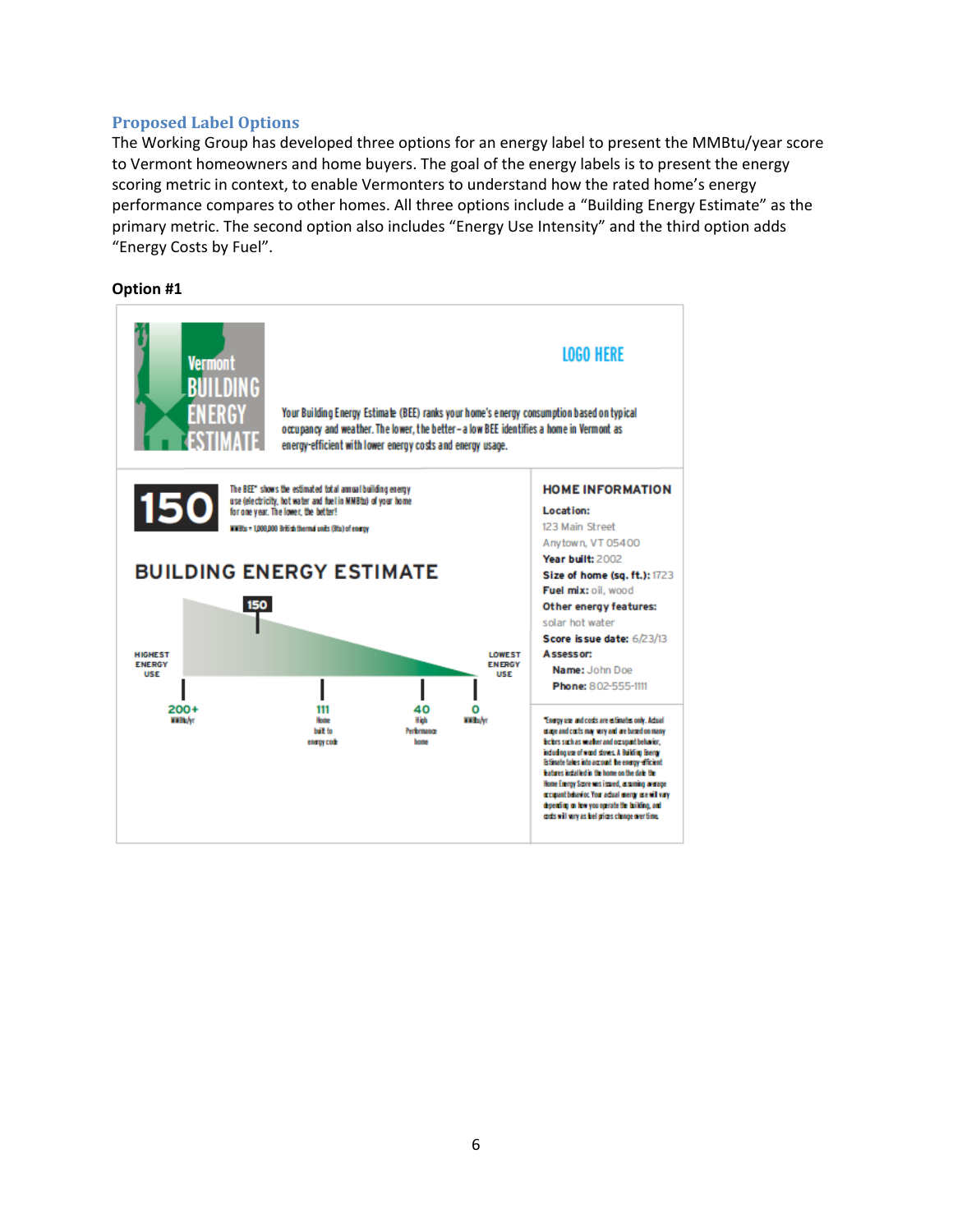## Proposed Label Options

The Working Group has developed three options for an energy label to present the MMBtu/year score to Vermont homeowners and home buyers. The goal of the energy labels is to present the energy scoring metric in context, to enable Vermonters to understand how the rated home's energy performance compares to other homes. All three options include a "Building Energy Estimate" as the primary metric. The second option also includes "Energy Use Intensity" and the third option adds "Energy Costs by Fuel".

**Option #1**

Vermont BUILDING ENERGY ESTIMATE

LOGO HERE

Your Building Energy Estimate (BEE) ranks your home's energy consumption based on typical occupancy and weather. The lower, the better – a low BEE identifies a home in Vermont as energy-efficient with lower energy costs and energy usage.

**150**

The BEE* shows the estimated total annual building energy use (electricity, hot water and fuel in MMBtu) of your home for one year. The lower, the better!

MMBtu = 1,000,000 British thermal units (Btu) of energy

**BUILDING ENERGY ESTIMATE**

HIGHEST ENERGY USE — 200+ MMBtu/yr — 150 — 111 Home built to energy code — 40 High Performance home — 0 MMBtu/yr — LOWEST ENERGY USE

**HOME INFORMATION**

**Location:** 123 Main Street, Anytown, VT 05400
**Year built:** 2002
**Size of home (sq. ft.):** 1723
**Fuel mix:** oil, wood
**Other energy features:** solar hot water
**Score issue date:** 6/23/13
**Assessor:**
**Name:** John Doe
**Phone:** 802-555-1111

*Energy use and costs are estimates only. Actual usage and costs may vary and are based on many factors such as weather and occupant behavior, including use of wood stoves. A Building Energy Estimate takes into account the energy-efficient features installed in the home on the date the Home Energy Score was issued, assuming average occupant behavior. Your actual energy use will vary depending on how you operate the building, and costs will vary as fuel prices change over time.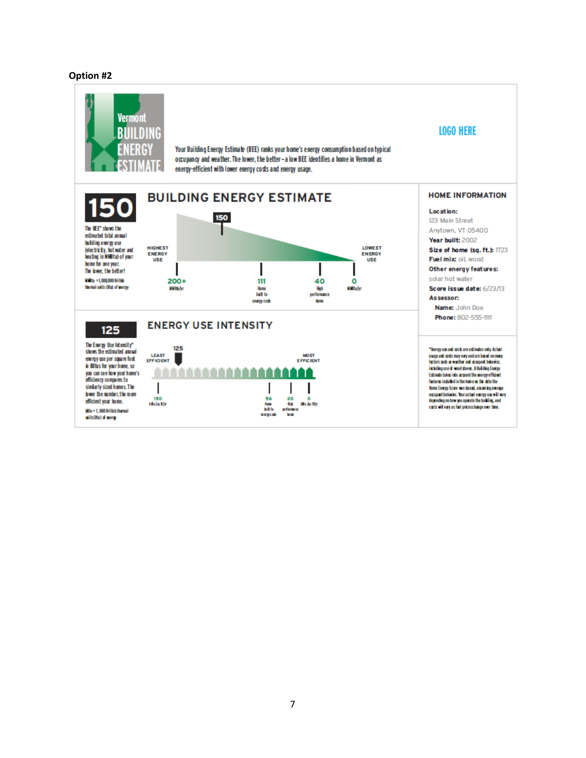**Option #2**

Vermont BUILDING ENERGY ESTIMATE

Your Building Energy Estimate (BEE) ranks your home's energy consumption based on typical occupancy and weather. The lower, the better – a low BEE identifies a home in Vermont as energy-efficient with lower energy costs and energy usage.

LOGO HERE

## 150

The BEE* shows the estimated total annual building energy use (electricity, hot water and heating in MMBtu) of your home for one year. The lower, the better!

MMBtu = 1,000,000 British thermal units (Btu) of energy

## BUILDING ENERGY ESTIMATE

150

HIGHEST ENERGY USE — LOWEST ENERGY USE

- 200+ MMBtu/yr
- 111 Home built to energy code
- 40 High performance home
- 0 MMBtu/yr

## 125

The Energy Use Intensity* shows the estimated annual energy use per square foot in KBtus for your home, so you can see how your home's efficiency compares to similarly sized homes. The lower the number, the more efficient your home.

kBtu = 1,000 British thermal units (Btu) of energy

## ENERGY USE INTENSITY

125

LEAST EFFICIENT — MOST EFFICIENT

- 150 kBtu/sq ft/yr
- 56 Home built to energy code
- 20 High performance home
- 0 kBtu/sq ft/yr

## HOME INFORMATION

**Location:** 123 Main Street, Anytown, VT 05400

**Year built:** 2002

**Size of home (sq. ft.):** 1723

**Fuel mix:** oil, wood

**Other energy features:** solar hot water

**Score issue date:** 6/23/13

**Assessor:**

- **Name:** John Doe
- **Phone:** 802-555-1111

*Energy use and costs are estimates only. Actual usage and costs may vary and are based on many factors such as weather and occupant behavior, including use of wood stoves. A Building Energy Estimate takes into account the energy-efficient features installed in the home on the date the Home Energy Score was issued, assuming average occupant behavior. Your actual energy use will vary depending on how you operate the building, and costs will vary as fuel prices change over time.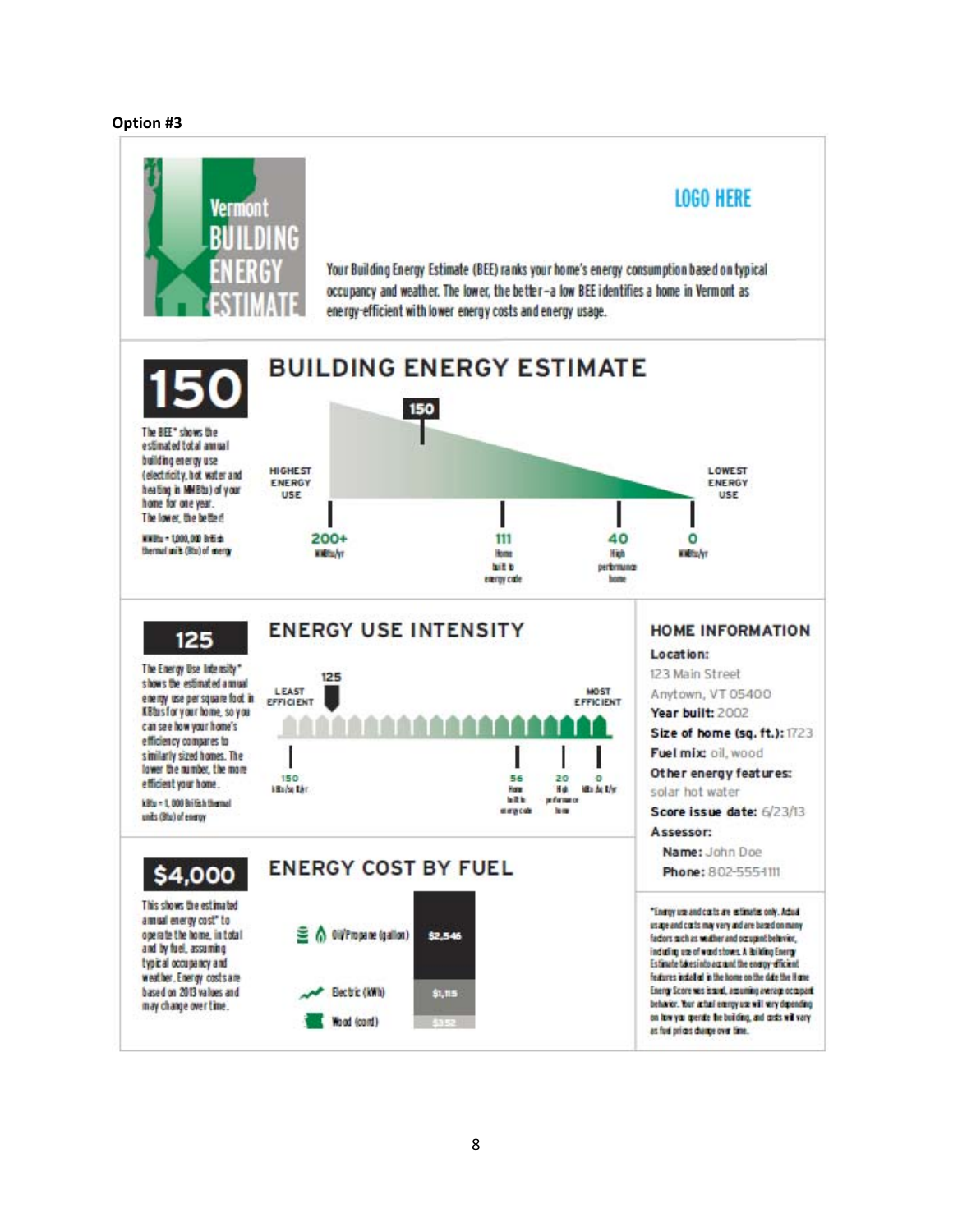**Option #3**

Vermont BUILDING ENERGY ESTIMATE

LOGO HERE

Your Building Energy Estimate (BEE) ranks your home's energy consumption based on typical occupancy and weather. The lower, the better–a low BEE identifies a home in Vermont as energy-efficient with lower energy costs and energy usage.

## 150

## BUILDING ENERGY ESTIMATE

The BEE* shows the estimated total annual building energy use (electricity, hot water and heating in MMBtu) of your home for one year. The lower, the better!

MMBtu = 1,000,000 British thermal units (Btu) of energy

150

HIGHEST ENERGY USE — LOWEST ENERGY USE

200+ MMBtu/yr | 111 Home built to energy code | 40 High performance home | 0 MMBtu/yr

## 125

## ENERGY USE INTENSITY

The Energy Use Intensity* shows the estimated annual energy use per square foot in kBtus for your home, so you can see how your home's efficiency compares to similarly sized homes. The lower the number, the more efficient your home.

kBtu = 1,000 British thermal units (Btu) of energy

125

LEAST EFFICIENT — MOST EFFICIENT

150 kBtu/sq ft/yr | 56 Home built to energy code | 20 High performance home | 0 kBtu/sq ft/yr

## $4,000

## ENERGY COST BY FUEL

This shows the estimated annual energy cost* to operate the home, in total and by fuel, assuming typical occupancy and weather. Energy costs are based on 2013 values and may change over time.

| Fuel | Cost |
|---|---|
| Oil/Propane (gallon) | $2,546 |
| Electric (kWh) | $1,115 |
| Wood (cord) | $352 |

## HOME INFORMATION

**Location:** 123 Main Street Anytown, VT 05400

**Year built:** 2002

**Size of home (sq. ft.):** 1723

**Fuel mix:** oil, wood

**Other energy features:** solar hot water

**Score issue date:** 6/23/13

**Assessor:**

**Name:** John Doe

**Phone:** 802-555-1111

*Energy use and costs are estimates only. Actual usage and costs may vary and are based on many factors such as weather and occupant behavior, including use of wood stoves. A Building Energy Estimate takes into account the energy-efficient features installed in the home on the date the Home Energy Score was issued, assuming average occupant behavior. Your actual energy use will vary depending on how you operate the building, and costs will vary as fuel prices change over time.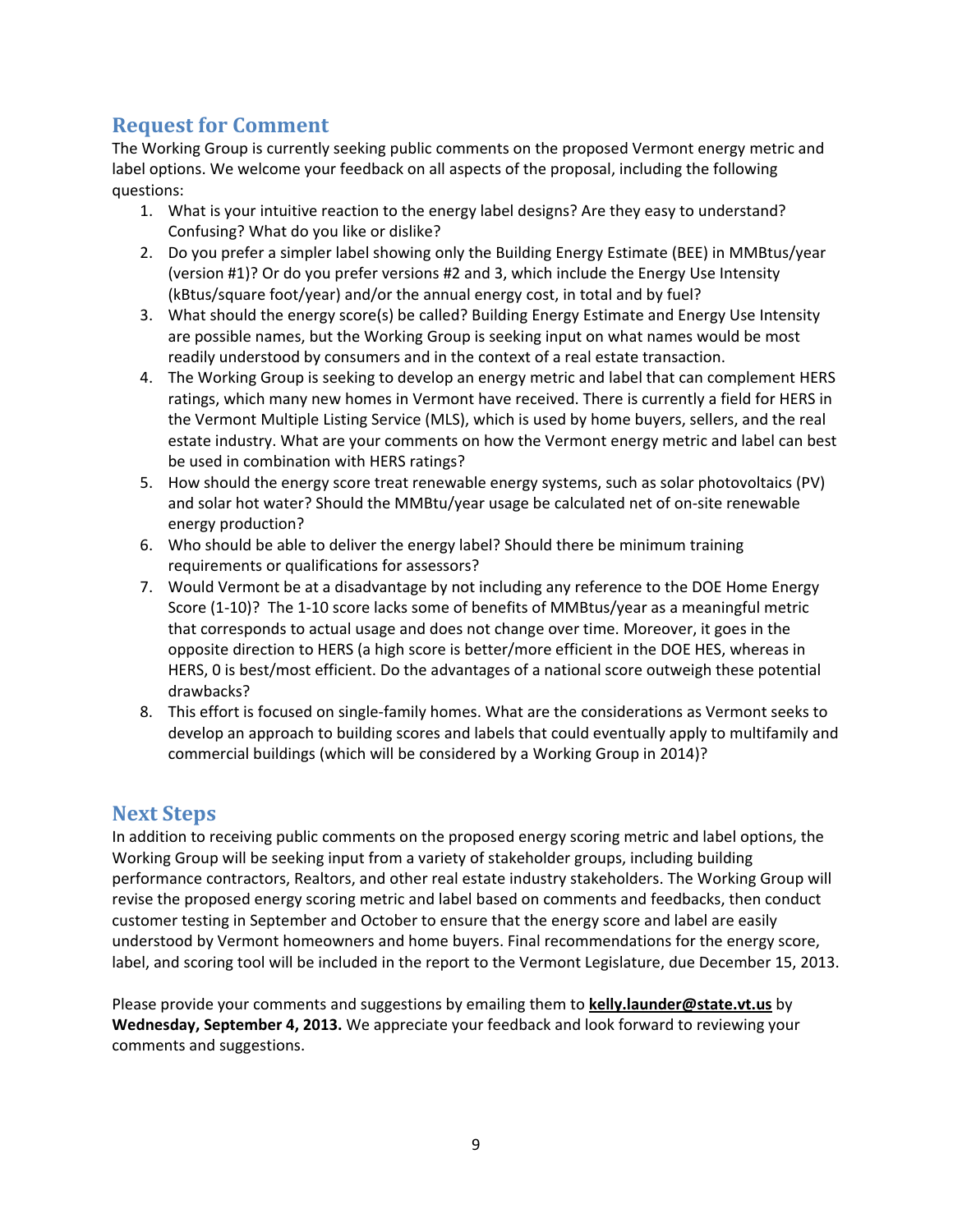## Request for Comment

The Working Group is currently seeking public comments on the proposed Vermont energy metric and label options. We welcome your feedback on all aspects of the proposal, including the following questions:

1. What is your intuitive reaction to the energy label designs? Are they easy to understand? Confusing? What do you like or dislike?
2. Do you prefer a simpler label showing only the Building Energy Estimate (BEE) in MMBtus/year (version #1)? Or do you prefer versions #2 and 3, which include the Energy Use Intensity (kBtus/square foot/year) and/or the annual energy cost, in total and by fuel?
3. What should the energy score(s) be called? Building Energy Estimate and Energy Use Intensity are possible names, but the Working Group is seeking input on what names would be most readily understood by consumers and in the context of a real estate transaction.
4. The Working Group is seeking to develop an energy metric and label that can complement HERS ratings, which many new homes in Vermont have received. There is currently a field for HERS in the Vermont Multiple Listing Service (MLS), which is used by home buyers, sellers, and the real estate industry. What are your comments on how the Vermont energy metric and label can best be used in combination with HERS ratings?
5. How should the energy score treat renewable energy systems, such as solar photovoltaics (PV) and solar hot water? Should the MMBtu/year usage be calculated net of on-site renewable energy production?
6. Who should be able to deliver the energy label? Should there be minimum training requirements or qualifications for assessors?
7. Would Vermont be at a disadvantage by not including any reference to the DOE Home Energy Score (1-10)? The 1-10 score lacks some of benefits of MMBtus/year as a meaningful metric that corresponds to actual usage and does not change over time. Moreover, it goes in the opposite direction to HERS (a high score is better/more efficient in the DOE HES, whereas in HERS, 0 is best/most efficient. Do the advantages of a national score outweigh these potential drawbacks?
8. This effort is focused on single-family homes. What are the considerations as Vermont seeks to develop an approach to building scores and labels that could eventually apply to multifamily and commercial buildings (which will be considered by a Working Group in 2014)?

## Next Steps

In addition to receiving public comments on the proposed energy scoring metric and label options, the Working Group will be seeking input from a variety of stakeholder groups, including building performance contractors, Realtors, and other real estate industry stakeholders. The Working Group will revise the proposed energy scoring metric and label based on comments and feedbacks, then conduct customer testing in September and October to ensure that the energy score and label are easily understood by Vermont homeowners and home buyers. Final recommendations for the energy score, label, and scoring tool will be included in the report to the Vermont Legislature, due December 15, 2013.

Please provide your comments and suggestions by emailing them to **kelly.launder@state.vt.us** by **Wednesday, September 4, 2013.** We appreciate your feedback and look forward to reviewing your comments and suggestions.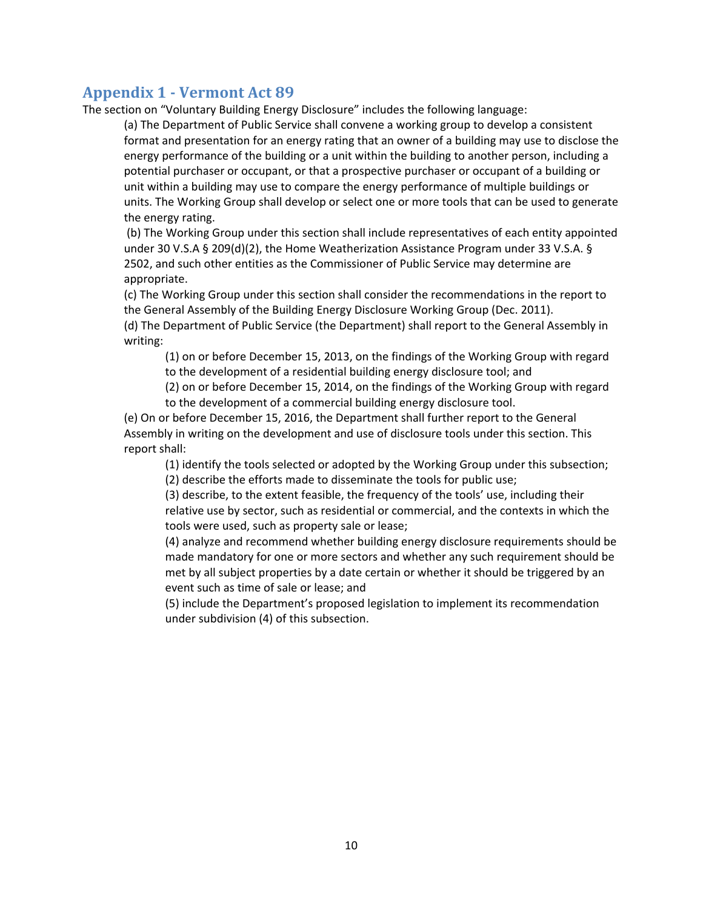## Appendix 1 - Vermont Act 89

The section on "Voluntary Building Energy Disclosure" includes the following language:

> (a) The Department of Public Service shall convene a working group to develop a consistent format and presentation for an energy rating that an owner of a building may use to disclose the energy performance of the building or a unit within the building to another person, including a potential purchaser or occupant, or that a prospective purchaser or occupant of a building or unit within a building may use to compare the energy performance of multiple buildings or units. The Working Group shall develop or select one or more tools that can be used to generate the energy rating.
>
> (b) The Working Group under this section shall include representatives of each entity appointed under 30 V.S.A § 209(d)(2), the Home Weatherization Assistance Program under 33 V.S.A. § 2502, and such other entities as the Commissioner of Public Service may determine are appropriate.
>
> (c) The Working Group under this section shall consider the recommendations in the report to the General Assembly of the Building Energy Disclosure Working Group (Dec. 2011).
>
> (d) The Department of Public Service (the Department) shall report to the General Assembly in writing:
>
> > (1) on or before December 15, 2013, on the findings of the Working Group with regard to the development of a residential building energy disclosure tool; and
> >
> > (2) on or before December 15, 2014, on the findings of the Working Group with regard to the development of a commercial building energy disclosure tool.
>
> (e) On or before December 15, 2016, the Department shall further report to the General Assembly in writing on the development and use of disclosure tools under this section. This report shall:
>
> > (1) identify the tools selected or adopted by the Working Group under this subsection;
> >
> > (2) describe the efforts made to disseminate the tools for public use;
> >
> > (3) describe, to the extent feasible, the frequency of the tools' use, including their relative use by sector, such as residential or commercial, and the contexts in which the tools were used, such as property sale or lease;
> >
> > (4) analyze and recommend whether building energy disclosure requirements should be made mandatory for one or more sectors and whether any such requirement should be met by all subject properties by a date certain or whether it should be triggered by an event such as time of sale or lease; and
> >
> > (5) include the Department's proposed legislation to implement its recommendation under subdivision (4) of this subsection.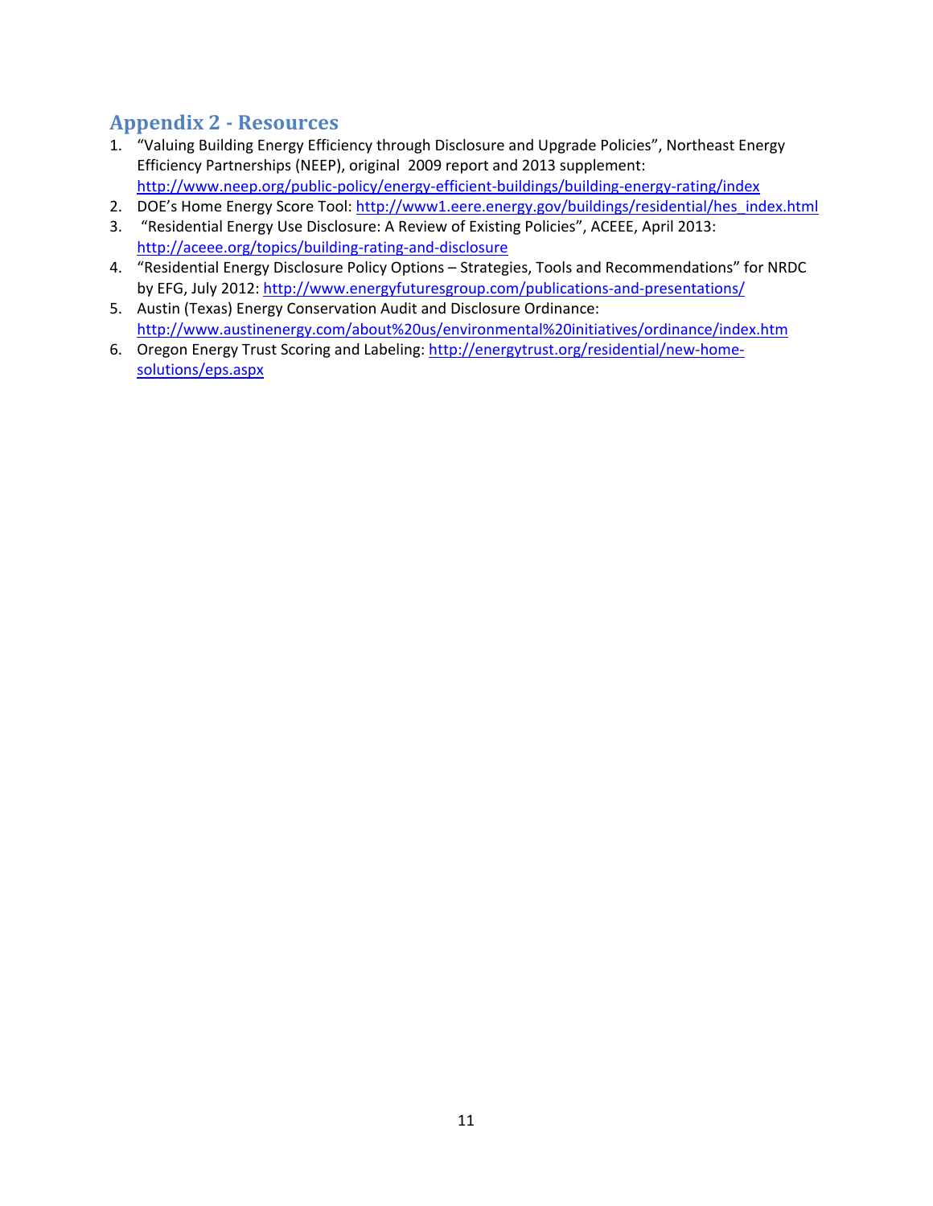## Appendix 2 - Resources

1. "Valuing Building Energy Efficiency through Disclosure and Upgrade Policies", Northeast Energy Efficiency Partnerships (NEEP), original 2009 report and 2013 supplement: http://www.neep.org/public-policy/energy-efficient-buildings/building-energy-rating/index
2. DOE's Home Energy Score Tool: http://www1.eere.energy.gov/buildings/residential/hes_index.html
3. "Residential Energy Use Disclosure: A Review of Existing Policies", ACEEE, April 2013: http://aceee.org/topics/building-rating-and-disclosure
4. "Residential Energy Disclosure Policy Options – Strategies, Tools and Recommendations" for NRDC by EFG, July 2012: http://www.energyfuturesgroup.com/publications-and-presentations/
5. Austin (Texas) Energy Conservation Audit and Disclosure Ordinance: http://www.austinenergy.com/about%20us/environmental%20initiatives/ordinance/index.htm
6. Oregon Energy Trust Scoring and Labeling: http://energytrust.org/residential/new-home-solutions/eps.aspx